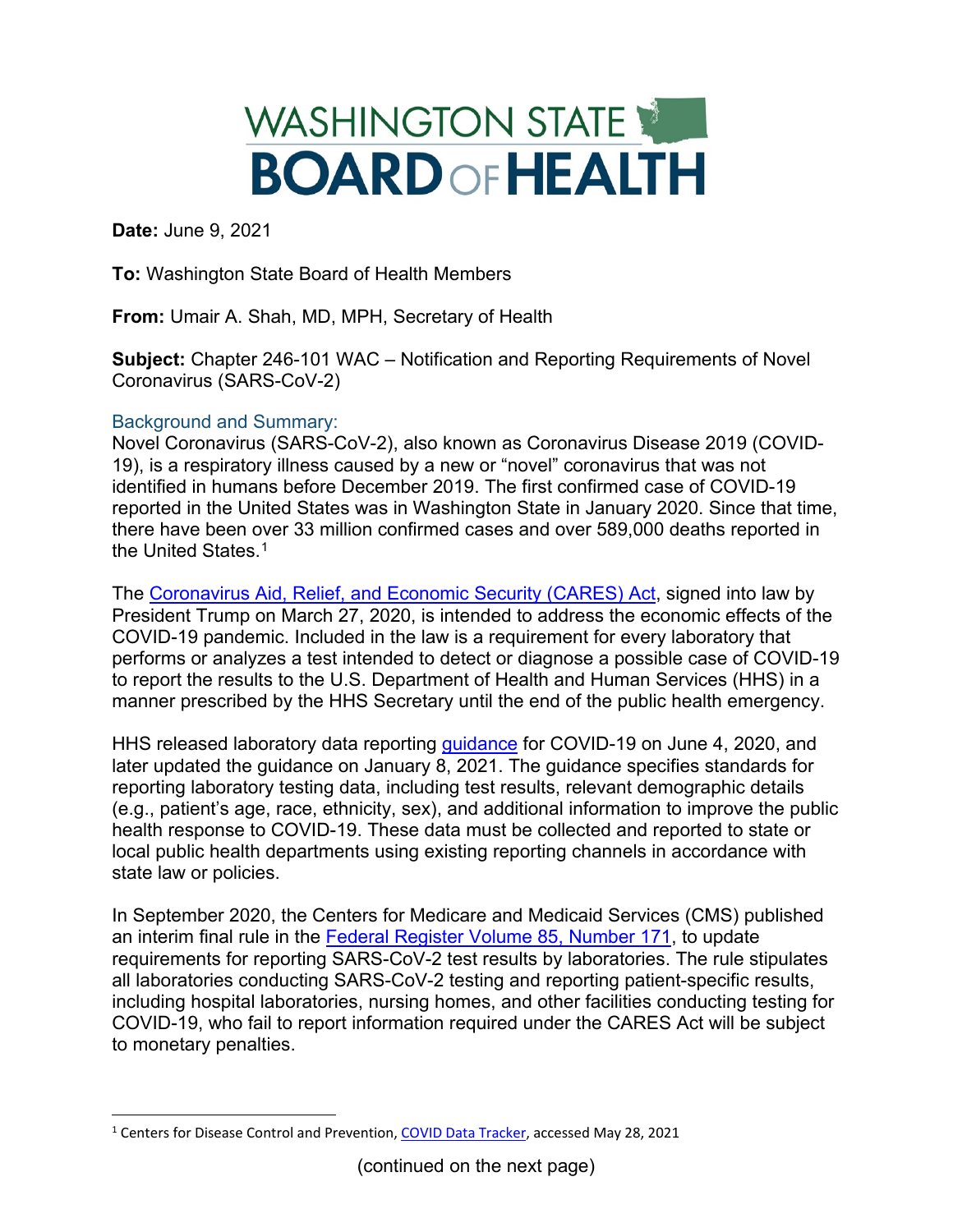# WASHINGTON STATE BOARD OF HEALTH

**Date:** June 9, 2021

**To:** Washington State Board of Health Members

**From:** Umair A. Shah, MD, MPH, Secretary of Health

**Subject:** Chapter 246-101 WAC – Notification and Reporting Requirements of Novel Coronavirus (SARS-CoV-2)

## Background and Summary:

Novel Coronavirus (SARS-CoV-2), also known as Coronavirus Disease 2019 (COVID-19), is a respiratory illness caused by a new or "novel" coronavirus that was not identified in humans before December 2019. The first confirmed case of COVID-19 reported in the United States was in Washington State in January 2020. Since that time, there have been over 33 million confirmed cases and over 589,000 deaths reported in the United States.[1]

The Coronavirus Aid, Relief, and Economic Security (CARES) Act, signed into law by President Trump on March 27, 2020, is intended to address the economic effects of the COVID-19 pandemic. Included in the law is a requirement for every laboratory that performs or analyzes a test intended to detect or diagnose a possible case of COVID-19 to report the results to the U.S. Department of Health and Human Services (HHS) in a manner prescribed by the HHS Secretary until the end of the public health emergency.

HHS released laboratory data reporting guidance for COVID-19 on June 4, 2020, and later updated the guidance on January 8, 2021. The guidance specifies standards for reporting laboratory testing data, including test results, relevant demographic details (e.g., patient's age, race, ethnicity, sex), and additional information to improve the public health response to COVID-19. These data must be collected and reported to state or local public health departments using existing reporting channels in accordance with state law or policies.

In September 2020, the Centers for Medicare and Medicaid Services (CMS) published an interim final rule in the Federal Register Volume 85, Number 171, to update requirements for reporting SARS-CoV-2 test results by laboratories. The rule stipulates all laboratories conducting SARS-CoV-2 testing and reporting patient-specific results, including hospital laboratories, nursing homes, and other facilities conducting testing for COVID-19, who fail to report information required under the CARES Act will be subject to monetary penalties.

[1] Centers for Disease Control and Prevention, COVID Data Tracker, accessed May 28, 2021

(continued on the next page)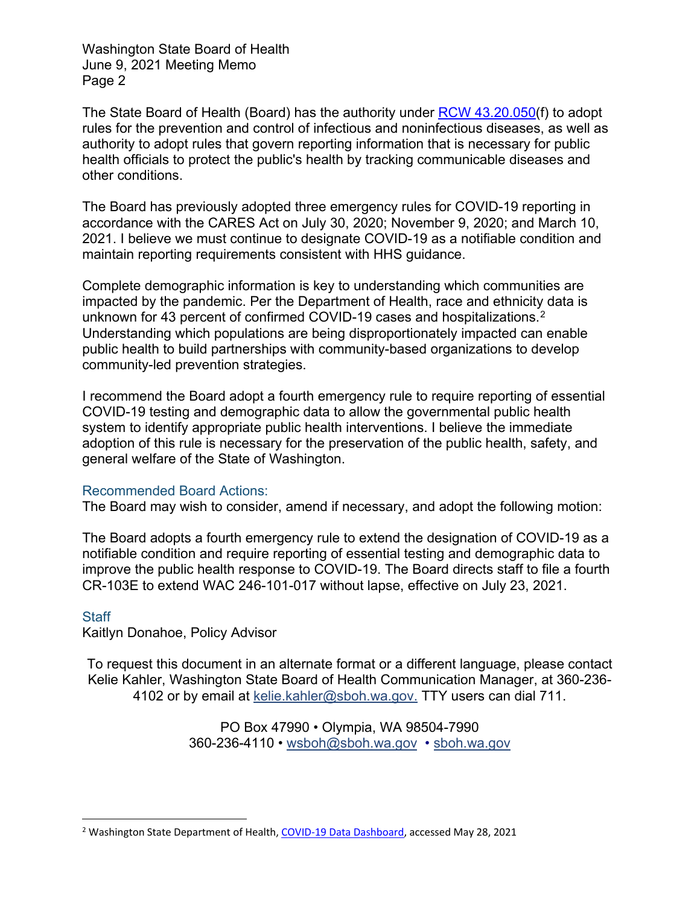The State Board of Health (Board) has the authority under RCW 43.20.050(f) to adopt rules for the prevention and control of infectious and noninfectious diseases, as well as authority to adopt rules that govern reporting information that is necessary for public health officials to protect the public's health by tracking communicable diseases and other conditions.

The Board has previously adopted three emergency rules for COVID-19 reporting in accordance with the CARES Act on July 30, 2020; November 9, 2020; and March 10, 2021. I believe we must continue to designate COVID-19 as a notifiable condition and maintain reporting requirements consistent with HHS guidance.

Complete demographic information is key to understanding which communities are impacted by the pandemic. Per the Department of Health, race and ethnicity data is unknown for 43 percent of confirmed COVID-19 cases and hospitalizations.[2] Understanding which populations are being disproportionately impacted can enable public health to build partnerships with community-based organizations to develop community-led prevention strategies.

I recommend the Board adopt a fourth emergency rule to require reporting of essential COVID-19 testing and demographic data to allow the governmental public health system to identify appropriate public health interventions. I believe the immediate adoption of this rule is necessary for the preservation of the public health, safety, and general welfare of the State of Washington.

### Recommended Board Actions:

The Board may wish to consider, amend if necessary, and adopt the following motion:

The Board adopts a fourth emergency rule to extend the designation of COVID-19 as a notifiable condition and require reporting of essential testing and demographic data to improve the public health response to COVID-19. The Board directs staff to file a fourth CR-103E to extend WAC 246-101-017 without lapse, effective on July 23, 2021.

### Staff

Kaitlyn Donahoe, Policy Advisor

To request this document in an alternate format or a different language, please contact Kelie Kahler, Washington State Board of Health Communication Manager, at 360-236-4102 or by email at kelie.kahler@sboh.wa.gov. TTY users can dial 711.

PO Box 47990 • Olympia, WA 98504-7990
360-236-4110 • wsboh@sboh.wa.gov • sboh.wa.gov

[2] Washington State Department of Health, COVID-19 Data Dashboard, accessed May 28, 2021